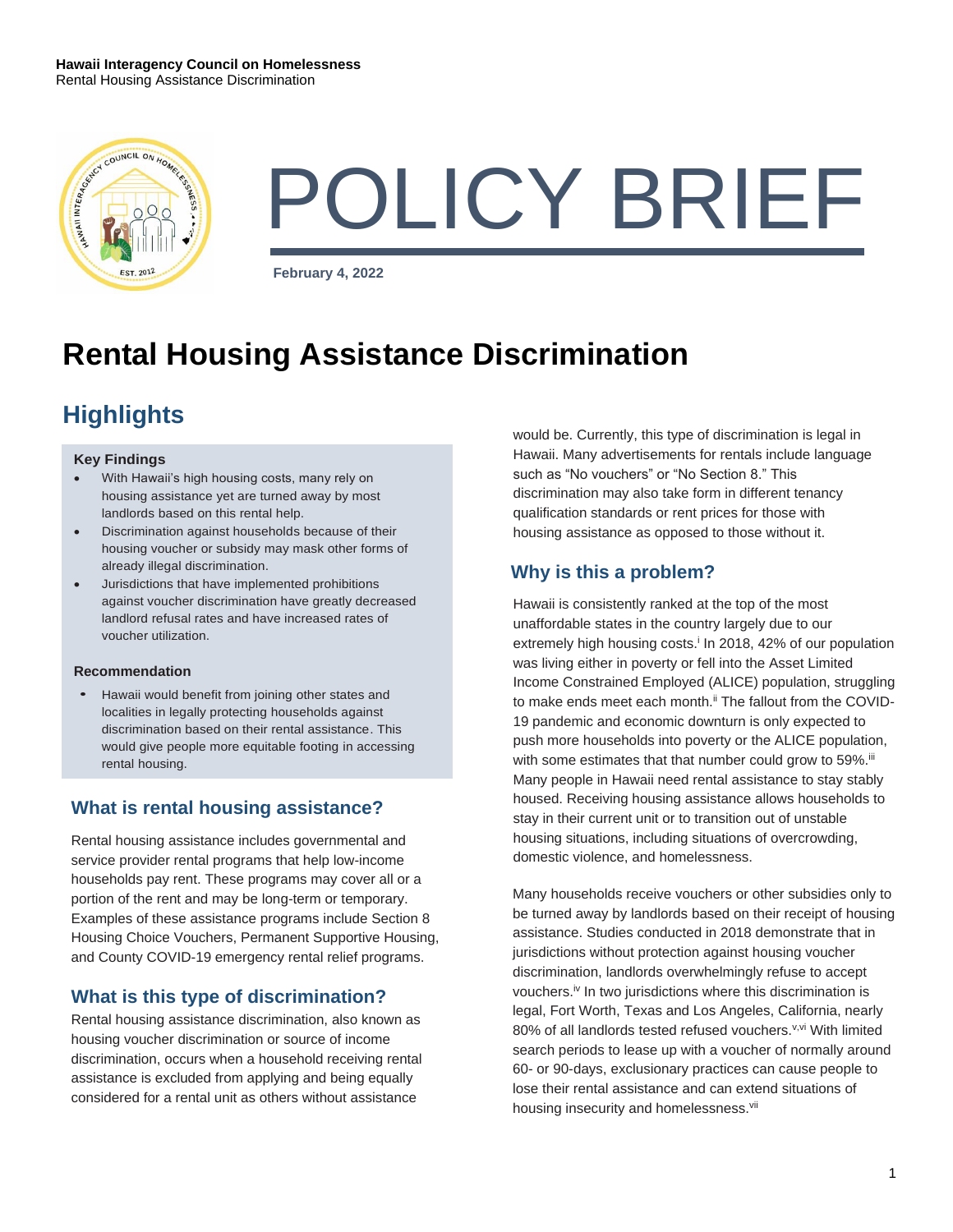# POLICY BRIEF

February 4, 2022

# Rental Housing Assistance Discrimination

## Highlights

**Key Findings**

- With Hawaii's high housing costs, many rely on housing assistance yet are turned away by most landlords based on this rental help.
- Discrimination against households because of their housing voucher or subsidy may mask other forms of already illegal discrimination.
- Jurisdictions that have implemented prohibitions against voucher discrimination have greatly decreased landlord refusal rates and have increased rates of voucher utilization.

**Recommendation**

- Hawaii would benefit from joining other states and localities in legally protecting households against discrimination based on their rental assistance. This would give people more equitable footing in accessing rental housing.

### What is rental housing assistance?

Rental housing assistance includes governmental and service provider rental programs that help low-income households pay rent. These programs may cover all or a portion of the rent and may be long-term or temporary. Examples of these assistance programs include Section 8 Housing Choice Vouchers, Permanent Supportive Housing, and County COVID-19 emergency rental relief programs.

### What is this type of discrimination?

Rental housing assistance discrimination, also known as housing voucher discrimination or source of income discrimination, occurs when a household receiving rental assistance is excluded from applying and being equally considered for a rental unit as others without assistance would be. Currently, this type of discrimination is legal in Hawaii. Many advertisements for rentals include language such as "No vouchers" or "No Section 8." This discrimination may also take form in different tenancy qualification standards or rent prices for those with housing assistance as opposed to those without it.

### Why is this a problem?

Hawaii is consistently ranked at the top of the most unaffordable states in the country largely due to our extremely high housing costs.[i] In 2018, 42% of our population was living either in poverty or fell into the Asset Limited Income Constrained Employed (ALICE) population, struggling to make ends meet each month.[ii] The fallout from the COVID-19 pandemic and economic downturn is only expected to push more households into poverty or the ALICE population, with some estimates that that number could grow to 59%.[iii] Many people in Hawaii need rental assistance to stay stably housed. Receiving housing assistance allows households to stay in their current unit or to transition out of unstable housing situations, including situations of overcrowding, domestic violence, and homelessness.

Many households receive vouchers or other subsidies only to be turned away by landlords based on their receipt of housing assistance. Studies conducted in 2018 demonstrate that in jurisdictions without protection against housing voucher discrimination, landlords overwhelmingly refuse to accept vouchers.[iv] In two jurisdictions where this discrimination is legal, Fort Worth, Texas and Los Angeles, California, nearly 80% of all landlords tested refused vouchers.[v,vi] With limited search periods to lease up with a voucher of normally around 60- or 90-days, exclusionary practices can cause people to lose their rental assistance and can extend situations of housing insecurity and homelessness.[vii]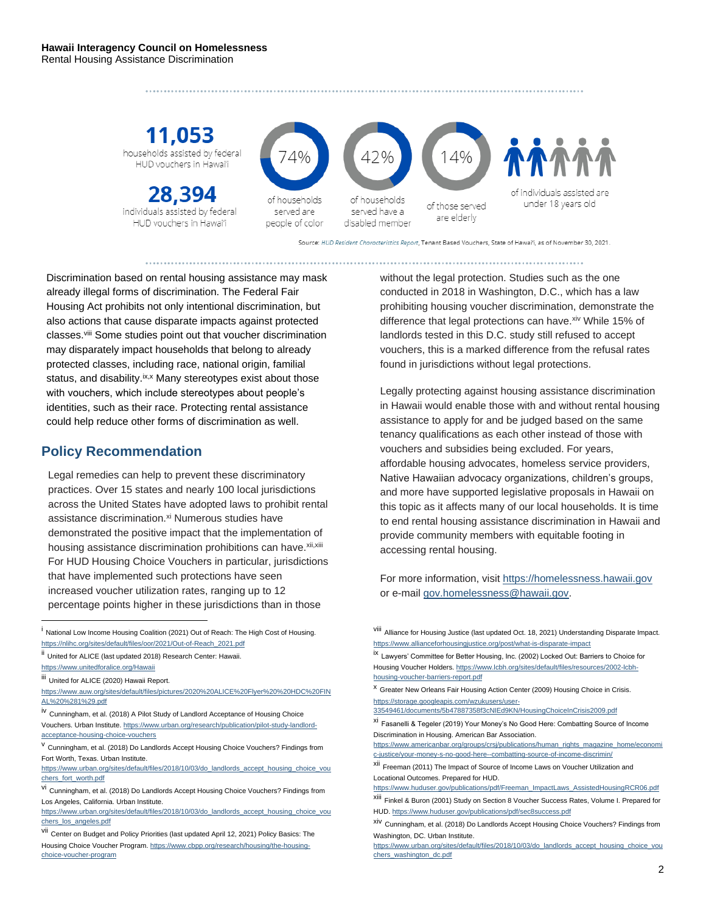11,053
households assisted by federal HUD vouchers in Hawai'i

28,394
individuals assisted by federal HUD vouchers in Hawai'i

74%
of households served are people of color

42%
of households served have a disabled member

14%
of those served are elderly

of individuals assisted are under 18 years old

Source: *HUD Resident Characteristics Report*, Tenant Based Vouchers, State of Hawai'i, as of November 30, 2021.

Discrimination based on rental housing assistance may mask already illegal forms of discrimination. The Federal Fair Housing Act prohibits not only intentional discrimination, but also actions that cause disparate impacts against protected classes.[viii] Some studies point out that voucher discrimination may disparately impact households that belong to already protected classes, including race, national origin, familial status, and disability.[ix,x] Many stereotypes exist about those with vouchers, which include stereotypes about people's identities, such as their race. Protecting rental assistance could help reduce other forms of discrimination as well.

## Policy Recommendation

Legal remedies can help to prevent these discriminatory practices. Over 15 states and nearly 100 local jurisdictions across the United States have adopted laws to prohibit rental assistance discrimination.[xi] Numerous studies have demonstrated the positive impact that the implementation of housing assistance discrimination prohibitions can have.[xii,xiii] For HUD Housing Choice Vouchers in particular, jurisdictions that have implemented such protections have seen increased voucher utilization rates, ranging up to 12 percentage points higher in these jurisdictions than in those without the legal protection. Studies such as the one conducted in 2018 in Washington, D.C., which has a law prohibiting housing voucher discrimination, demonstrate the difference that legal protections can have.[xiv] While 15% of landlords tested in this D.C. study still refused to accept vouchers, this is a marked difference from the refusal rates found in jurisdictions without legal protections.

Legally protecting against housing assistance discrimination in Hawaii would enable those with and without rental housing assistance to apply for and be judged based on the same tenancy qualifications as each other instead of those with vouchers and subsidies being excluded. For years, affordable housing advocates, homeless service providers, Native Hawaiian advocacy organizations, children's groups, and more have supported legislative proposals in Hawaii on this topic as it affects many of our local households. It is time to end rental housing assistance discrimination in Hawaii and provide community members with equitable footing in accessing rental housing.

For more information, visit https://homelessness.hawaii.gov or e-mail gov.homelessness@hawaii.gov.

---

[i] National Low Income Housing Coalition (2021) Out of Reach: The High Cost of Housing. https://nlihc.org/sites/default/files/oor/2021/Out-of-Reach_2021.pdf

[ii] United for ALICE (last updated 2018) Research Center: Hawaii. https://www.unitedforalice.org/Hawaii

[iii] United for ALICE (2020) Hawaii Report. https://www.auw.org/sites/default/files/pictures/2020%20ALICE%20Flyer%20%20HDC%20FINAL%20%281%29.pdf

[iv] Cunningham, et al. (2018) A Pilot Study of Landlord Acceptance of Housing Choice Vouchers. Urban Institute. https://www.urban.org/research/publication/pilot-study-landlord-acceptance-housing-choice-vouchers

[v] Cunningham, et al. (2018) Do Landlords Accept Housing Choice Vouchers? Findings from Fort Worth, Texas. Urban Institute. https://www.urban.org/sites/default/files/2018/10/03/do_landlords_accept_housing_choice_vouchers_fort_worth.pdf

[vi] Cunningham, et al. (2018) Do Landlords Accept Housing Choice Vouchers? Findings from Los Angeles, California. Urban Institute. https://www.urban.org/sites/default/files/2018/10/03/do_landlords_accept_housing_choice_vouchers_los_angeles.pdf

[vii] Center on Budget and Policy Priorities (last updated April 12, 2021) Policy Basics: The Housing Choice Voucher Program. https://www.cbpp.org/research/housing/the-housing-choice-voucher-program

[viii] Alliance for Housing Justice (last updated Oct. 18, 2021) Understanding Disparate Impact. https://www.allianceforhousingjustice.org/post/what-is-disparate-impact

[ix] Lawyers' Committee for Better Housing, Inc. (2002) Locked Out: Barriers to Choice for Housing Voucher Holders. https://www.lcbh.org/sites/default/files/resources/2002-lcbh-housing-voucher-barriers-report.pdf

[x] Greater New Orleans Fair Housing Action Center (2009) Housing Choice in Crisis. https://storage.googleapis.com/wzukusers/user-33549461/documents/5b47887358f3cNIEd9KN/HousingChoiceInCrisis2009.pdf

[xi] Fasanelli & Tegeler (2019) Your Money's No Good Here: Combatting Source of Income Discrimination in Housing. American Bar Association. https://www.americanbar.org/groups/crsj/publications/human_rights_magazine_home/economic-justice/your-money-s-no-good-here--combatting-source-of-income-discrimin/

[xii] Freeman (2011) The Impact of Source of Income Laws on Voucher Utilization and Locational Outcomes. Prepared for HUD. https://www.huduser.gov/publications/pdf/Freeman_ImpactLaws_AssistedHousingRCR06.pdf

[xiii] Finkel & Buron (2001) Study on Section 8 Voucher Success Rates, Volume I. Prepared for HUD. https://www.huduser.gov/publications/pdf/sec8success.pdf

[xiv] Cunningham, et al. (2018) Do Landlords Accept Housing Choice Vouchers? Findings from Washington, DC. Urban Institute. https://www.urban.org/sites/default/files/2018/10/03/do_landlords_accept_housing_choice_vouchers_washington_dc.pdf